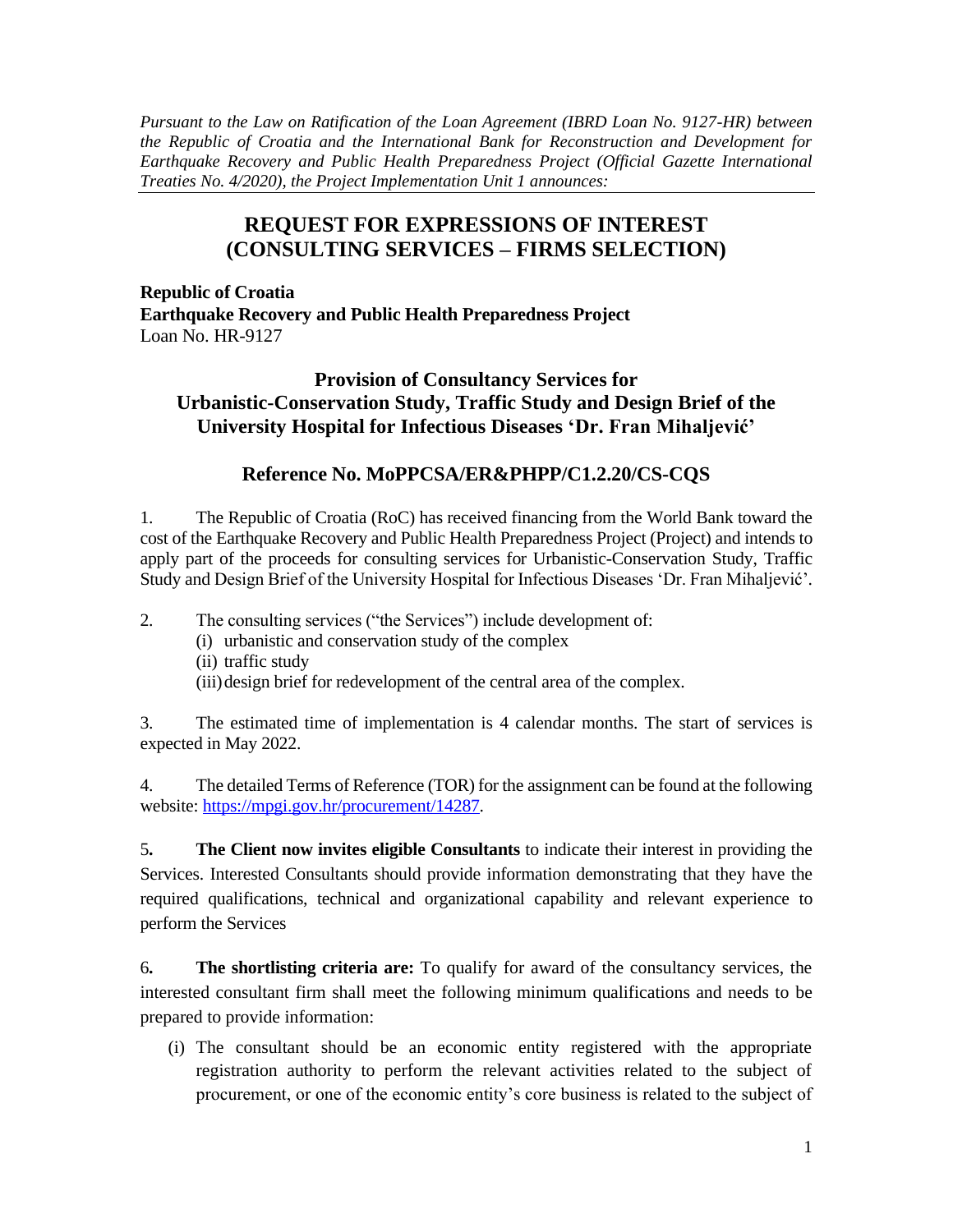*Pursuant to the Law on Ratification of the Loan Agreement (IBRD Loan No. 9127-HR) between the Republic of Croatia and the International Bank for Reconstruction and Development for Earthquake Recovery and Public Health Preparedness Project (Official Gazette International Treaties No. 4/2020), the Project Implementation Unit 1 announces:*

# REQUEST FOR EXPRESSIONS OF INTEREST (CONSULTING SERVICES – FIRMS SELECTION)

**Republic of Croatia**
**Earthquake Recovery and Public Health Preparedness Project**
Loan No. HR-9127

## Provision of Consultancy Services for Urbanistic-Conservation Study, Traffic Study and Design Brief of the University Hospital for Infectious Diseases 'Dr. Fran Mihaljević'

## Reference No. MoPPCSA/ER&PHPP/C1.2.20/CS-CQS

1. The Republic of Croatia (RoC) has received financing from the World Bank toward the cost of the Earthquake Recovery and Public Health Preparedness Project (Project) and intends to apply part of the proceeds for consulting services for Urbanistic-Conservation Study, Traffic Study and Design Brief of the University Hospital for Infectious Diseases 'Dr. Fran Mihaljević'.

2. The consulting services ("the Services") include development of:
   (i) urbanistic and conservation study of the complex
   (ii) traffic study
   (iii) design brief for redevelopment of the central area of the complex.

3. The estimated time of implementation is 4 calendar months. The start of services is expected in May 2022.

4. The detailed Terms of Reference (TOR) for the assignment can be found at the following website: https://mpgi.gov.hr/procurement/14287.

5**. The Client now invites eligible Consultants** to indicate their interest in providing the Services. Interested Consultants should provide information demonstrating that they have the required qualifications, technical and organizational capability and relevant experience to perform the Services

6**. The shortlisting criteria are:** To qualify for award of the consultancy services, the interested consultant firm shall meet the following minimum qualifications and needs to be prepared to provide information:

(i) The consultant should be an economic entity registered with the appropriate registration authority to perform the relevant activities related to the subject of procurement, or one of the economic entity's core business is related to the subject of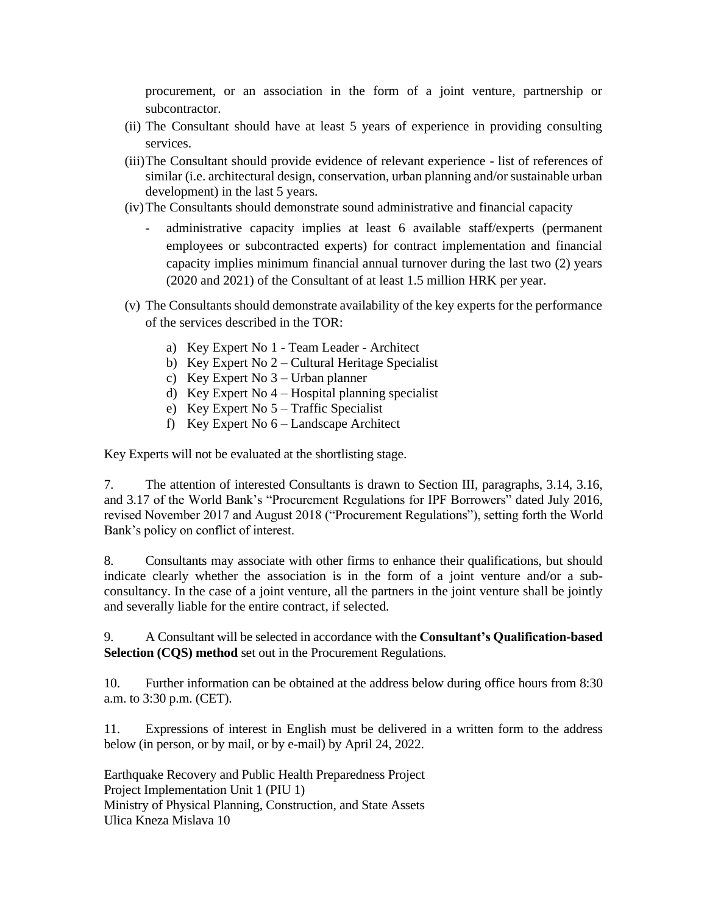procurement, or an association in the form of a joint venture, partnership or subcontractor.

(ii) The Consultant should have at least 5 years of experience in providing consulting services.

(iii) The Consultant should provide evidence of relevant experience - list of references of similar (i.e. architectural design, conservation, urban planning and/or sustainable urban development) in the last 5 years.

(iv) The Consultants should demonstrate sound administrative and financial capacity

- administrative capacity implies at least 6 available staff/experts (permanent employees or subcontracted experts) for contract implementation and financial capacity implies minimum financial annual turnover during the last two (2) years (2020 and 2021) of the Consultant of at least 1.5 million HRK per year.

(v) The Consultants should demonstrate availability of the key experts for the performance of the services described in the TOR:

a) Key Expert No 1 - Team Leader - Architect
b) Key Expert No 2 – Cultural Heritage Specialist
c) Key Expert No 3 – Urban planner
d) Key Expert No 4 – Hospital planning specialist
e) Key Expert No 5 – Traffic Specialist
f) Key Expert No 6 – Landscape Architect

Key Experts will not be evaluated at the shortlisting stage.

7. The attention of interested Consultants is drawn to Section III, paragraphs, 3.14, 3.16, and 3.17 of the World Bank's "Procurement Regulations for IPF Borrowers" dated July 2016, revised November 2017 and August 2018 ("Procurement Regulations"), setting forth the World Bank's policy on conflict of interest.

8. Consultants may associate with other firms to enhance their qualifications, but should indicate clearly whether the association is in the form of a joint venture and/or a sub-consultancy. In the case of a joint venture, all the partners in the joint venture shall be jointly and severally liable for the entire contract, if selected.

9. A Consultant will be selected in accordance with the **Consultant's Qualification-based Selection (CQS) method** set out in the Procurement Regulations.

10. Further information can be obtained at the address below during office hours from 8:30 a.m. to 3:30 p.m. (CET).

11. Expressions of interest in English must be delivered in a written form to the address below (in person, or by mail, or by e-mail) by April 24, 2022.

Earthquake Recovery and Public Health Preparedness Project
Project Implementation Unit 1 (PIU 1)
Ministry of Physical Planning, Construction, and State Assets
Ulica Kneza Mislava 10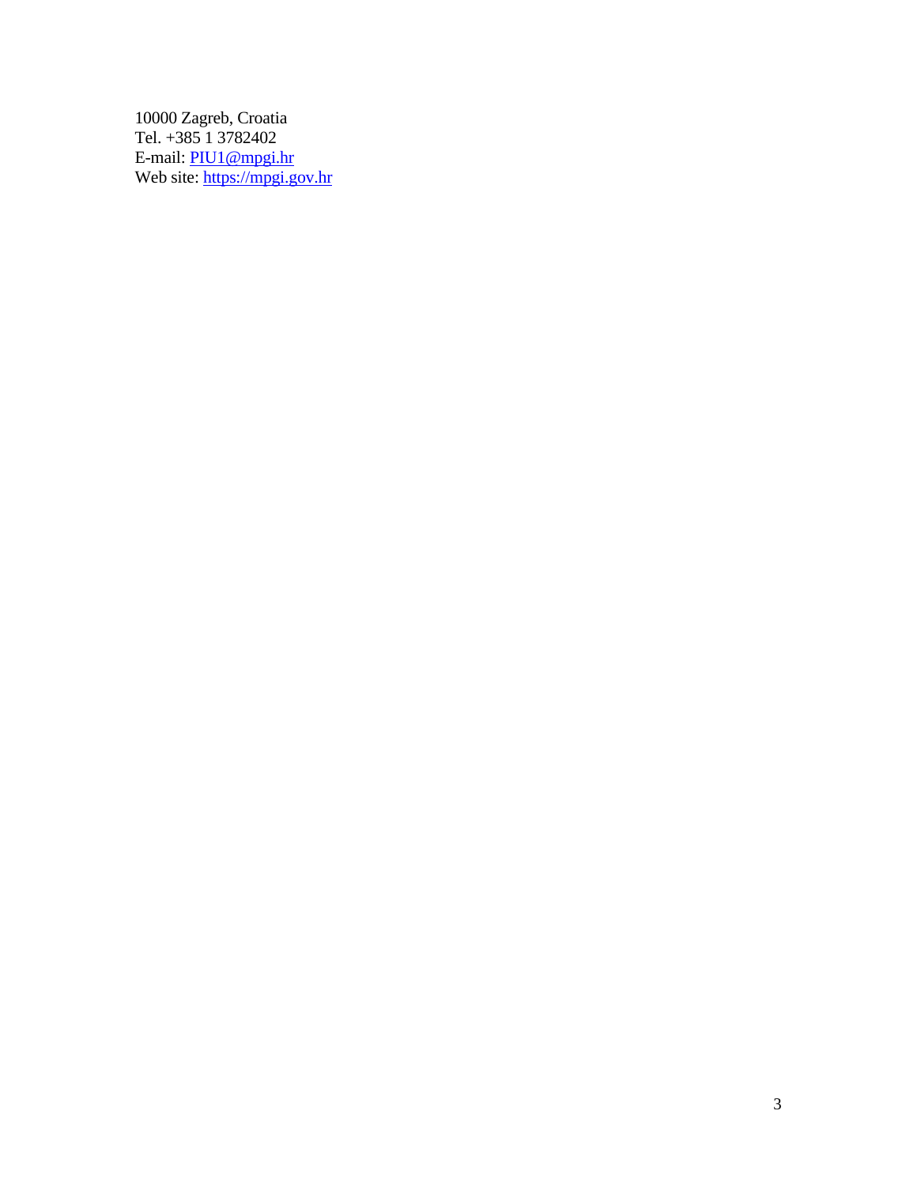10000 Zagreb, Croatia  
Tel. +385 1 3782402  
E-mail: PIU1@mpgi.hr  
Web site: https://mpgi.gov.hr